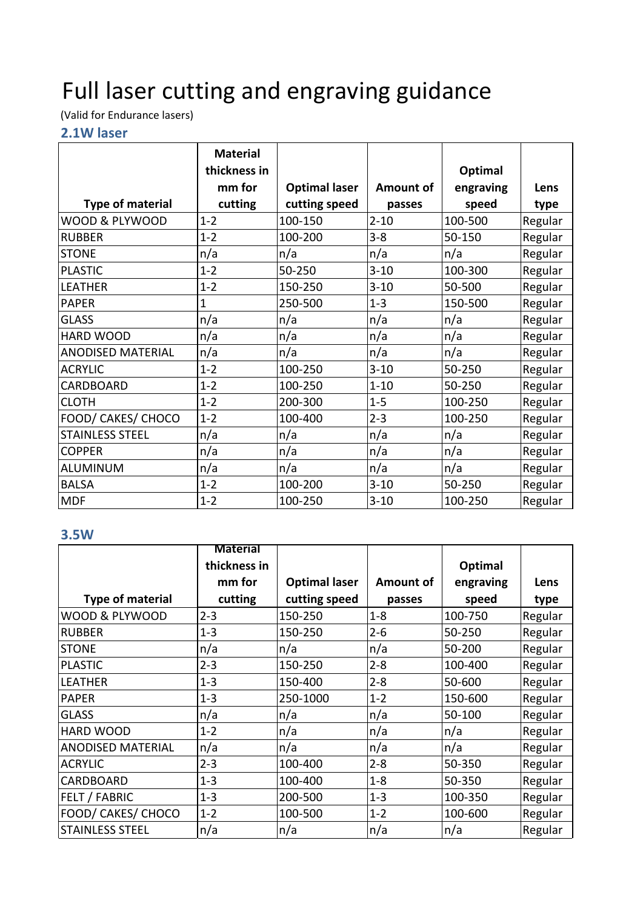# Full laser cutting and engraving guidance

(Valid for Endurance lasers)

## 2.1W laser

| Type of material | Material thickness in mm for cutting | Optimal laser cutting speed | Amount of passes | Optimal engraving speed | Lens type |
|---|---|---|---|---|---|
| WOOD & PLYWOOD | 1-2 | 100-150 | 2-10 | 100-500 | Regular |
| RUBBER | 1-2 | 100-200 | 3-8 | 50-150 | Regular |
| STONE | n/a | n/a | n/a | n/a | Regular |
| PLASTIC | 1-2 | 50-250 | 3-10 | 100-300 | Regular |
| LEATHER | 1-2 | 150-250 | 3-10 | 50-500 | Regular |
| PAPER | 1 | 250-500 | 1-3 | 150-500 | Regular |
| GLASS | n/a | n/a | n/a | n/a | Regular |
| HARD WOOD | n/a | n/a | n/a | n/a | Regular |
| ANODISED MATERIAL | n/a | n/a | n/a | n/a | Regular |
| ACRYLIC | 1-2 | 100-250 | 3-10 | 50-250 | Regular |
| CARDBOARD | 1-2 | 100-250 | 1-10 | 50-250 | Regular |
| CLOTH | 1-2 | 200-300 | 1-5 | 100-250 | Regular |
| FOOD/ CAKES/ CHOCO | 1-2 | 100-400 | 2-3 | 100-250 | Regular |
| STAINLESS STEEL | n/a | n/a | n/a | n/a | Regular |
| COPPER | n/a | n/a | n/a | n/a | Regular |
| ALUMINUM | n/a | n/a | n/a | n/a | Regular |
| BALSA | 1-2 | 100-200 | 3-10 | 50-250 | Regular |
| MDF | 1-2 | 100-250 | 3-10 | 100-250 | Regular |

## 3.5W

| Type of material | Material thickness in mm for cutting | Optimal laser cutting speed | Amount of passes | Optimal engraving speed | Lens type |
|---|---|---|---|---|---|
| WOOD & PLYWOOD | 2-3 | 150-250 | 1-8 | 100-750 | Regular |
| RUBBER | 1-3 | 150-250 | 2-6 | 50-250 | Regular |
| STONE | n/a | n/a | n/a | 50-200 | Regular |
| PLASTIC | 2-3 | 150-250 | 2-8 | 100-400 | Regular |
| LEATHER | 1-3 | 150-400 | 2-8 | 50-600 | Regular |
| PAPER | 1-3 | 250-1000 | 1-2 | 150-600 | Regular |
| GLASS | n/a | n/a | n/a | 50-100 | Regular |
| HARD WOOD | 1-2 | n/a | n/a | n/a | Regular |
| ANODISED MATERIAL | n/a | n/a | n/a | n/a | Regular |
| ACRYLIC | 2-3 | 100-400 | 2-8 | 50-350 | Regular |
| CARDBOARD | 1-3 | 100-400 | 1-8 | 50-350 | Regular |
| FELT / FABRIC | 1-3 | 200-500 | 1-3 | 100-350 | Regular |
| FOOD/ CAKES/ CHOCO | 1-2 | 100-500 | 1-2 | 100-600 | Regular |
| STAINLESS STEEL | n/a | n/a | n/a | n/a | Regular |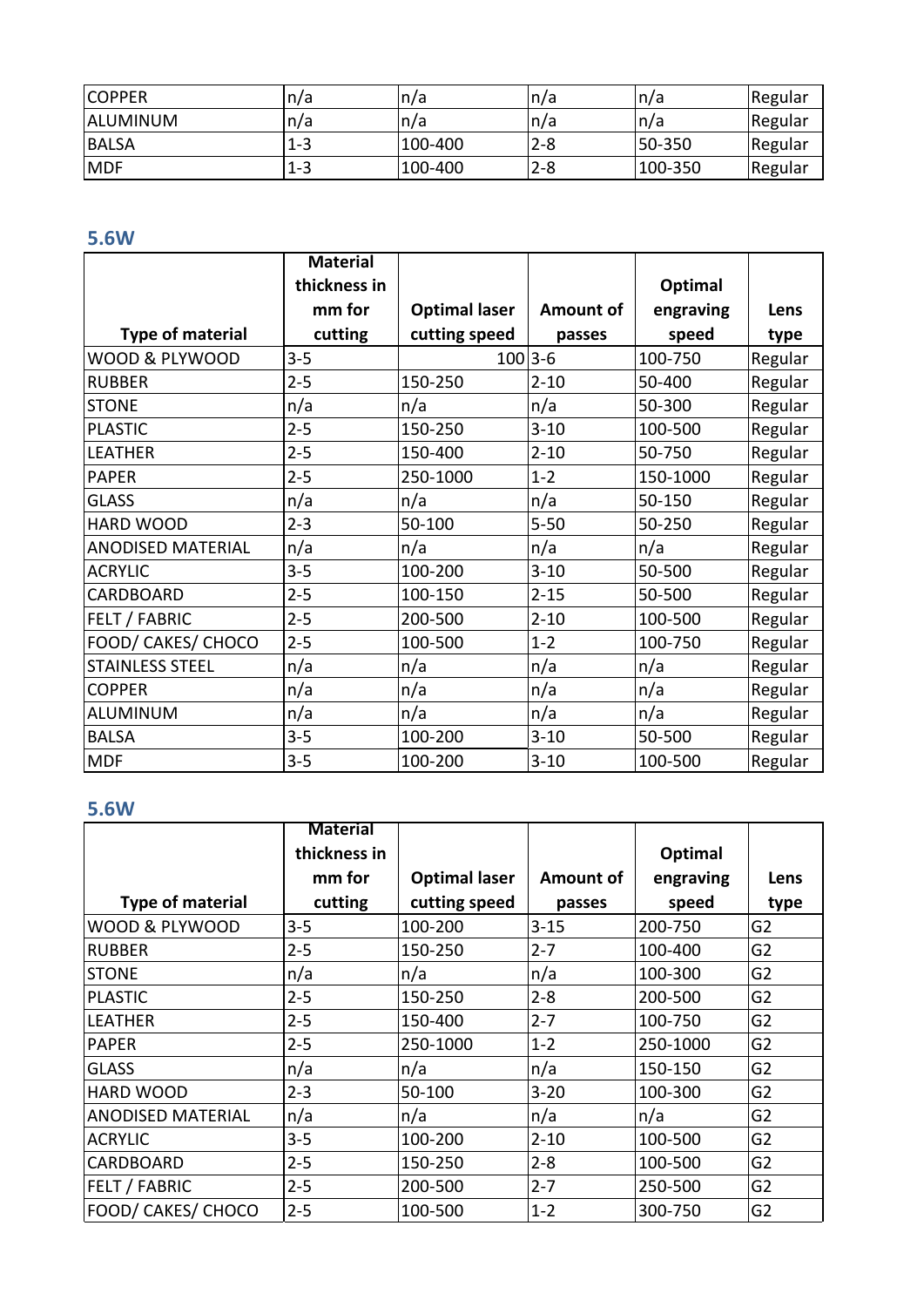| COPPER | n/a | n/a | n/a | n/a | Regular |
|---|---|---|---|---|---|
| ALUMINUM | n/a | n/a | n/a | n/a | Regular |
| BALSA | 1-3 | 100-400 | 2-8 | 50-350 | Regular |
| MDF | 1-3 | 100-400 | 2-8 | 100-350 | Regular |

## 5.6W

| Type of material | Material thickness in mm for cutting | Optimal laser cutting speed | Amount of passes | Optimal engraving speed | Lens type |
|---|---|---|---|---|---|
| WOOD & PLYWOOD | 3-5 | 100 | 3-6 | 100-750 | Regular |
| RUBBER | 2-5 | 150-250 | 2-10 | 50-400 | Regular |
| STONE | n/a | n/a | n/a | 50-300 | Regular |
| PLASTIC | 2-5 | 150-250 | 3-10 | 100-500 | Regular |
| LEATHER | 2-5 | 150-400 | 2-10 | 50-750 | Regular |
| PAPER | 2-5 | 250-1000 | 1-2 | 150-1000 | Regular |
| GLASS | n/a | n/a | n/a | 50-150 | Regular |
| HARD WOOD | 2-3 | 50-100 | 5-50 | 50-250 | Regular |
| ANODISED MATERIAL | n/a | n/a | n/a | n/a | Regular |
| ACRYLIC | 3-5 | 100-200 | 3-10 | 50-500 | Regular |
| CARDBOARD | 2-5 | 100-150 | 2-15 | 50-500 | Regular |
| FELT / FABRIC | 2-5 | 200-500 | 2-10 | 100-500 | Regular |
| FOOD/ CAKES/ CHOCO | 2-5 | 100-500 | 1-2 | 100-750 | Regular |
| STAINLESS STEEL | n/a | n/a | n/a | n/a | Regular |
| COPPER | n/a | n/a | n/a | n/a | Regular |
| ALUMINUM | n/a | n/a | n/a | n/a | Regular |
| BALSA | 3-5 | 100-200 | 3-10 | 50-500 | Regular |
| MDF | 3-5 | 100-200 | 3-10 | 100-500 | Regular |

## 5.6W

| Type of material | Material thickness in mm for cutting | Optimal laser cutting speed | Amount of passes | Optimal engraving speed | Lens type |
|---|---|---|---|---|---|
| WOOD & PLYWOOD | 3-5 | 100-200 | 3-15 | 200-750 | G2 |
| RUBBER | 2-5 | 150-250 | 2-7 | 100-400 | G2 |
| STONE | n/a | n/a | n/a | 100-300 | G2 |
| PLASTIC | 2-5 | 150-250 | 2-8 | 200-500 | G2 |
| LEATHER | 2-5 | 150-400 | 2-7 | 100-750 | G2 |
| PAPER | 2-5 | 250-1000 | 1-2 | 250-1000 | G2 |
| GLASS | n/a | n/a | n/a | 150-150 | G2 |
| HARD WOOD | 2-3 | 50-100 | 3-20 | 100-300 | G2 |
| ANODISED MATERIAL | n/a | n/a | n/a | n/a | G2 |
| ACRYLIC | 3-5 | 100-200 | 2-10 | 100-500 | G2 |
| CARDBOARD | 2-5 | 150-250 | 2-8 | 100-500 | G2 |
| FELT / FABRIC | 2-5 | 200-500 | 2-7 | 250-500 | G2 |
| FOOD/ CAKES/ CHOCO | 2-5 | 100-500 | 1-2 | 300-750 | G2 |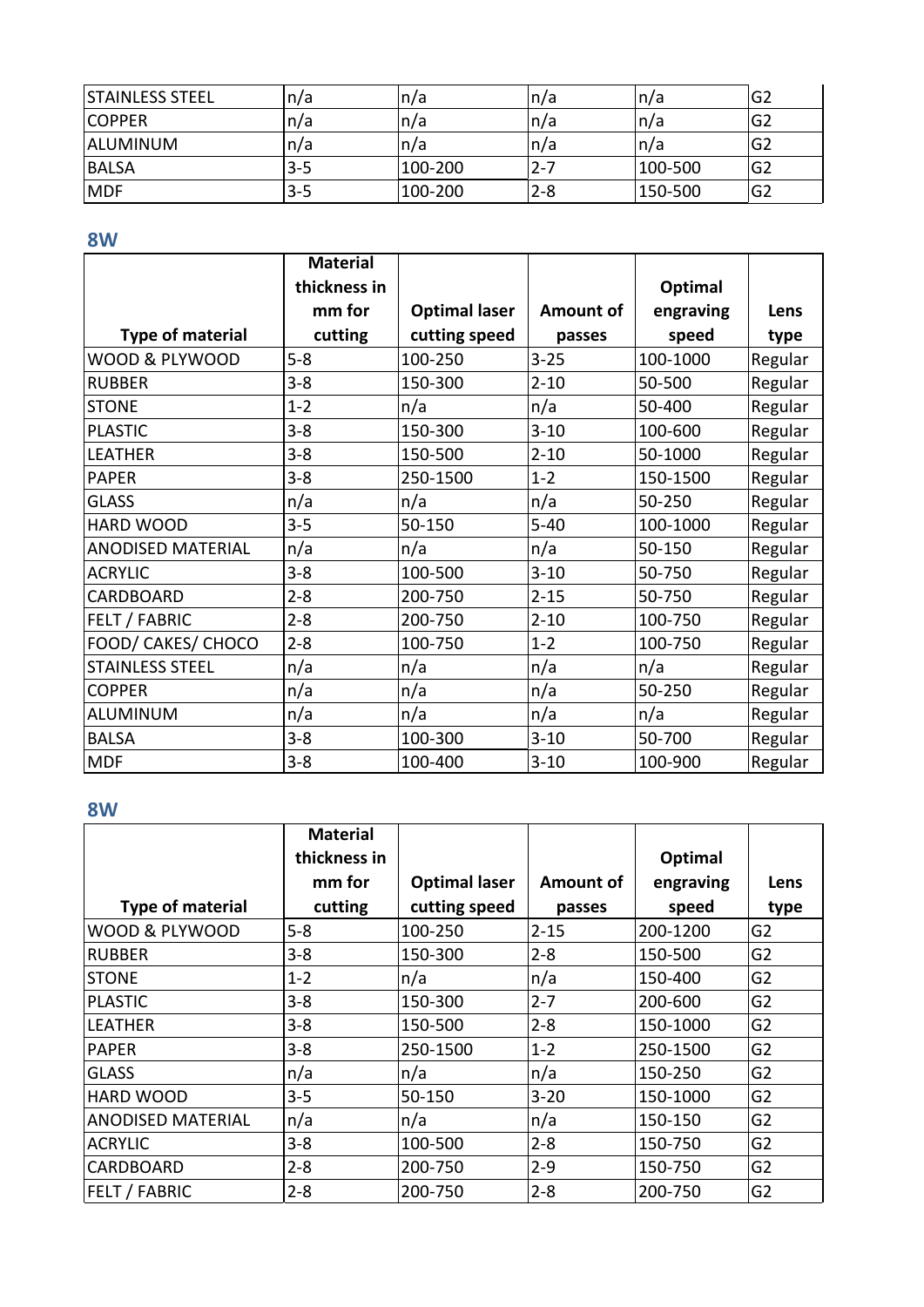| | | | | | |
|---|---|---|---|---|---|
| STAINLESS STEEL | n/a | n/a | n/a | n/a | G2 |
| COPPER | n/a | n/a | n/a | n/a | G2 |
| ALUMINUM | n/a | n/a | n/a | n/a | G2 |
| BALSA | 3-5 | 100-200 | 2-7 | 100-500 | G2 |
| MDF | 3-5 | 100-200 | 2-8 | 150-500 | G2 |

## 8W

| Type of material | Material thickness in mm for cutting | Optimal laser cutting speed | Amount of passes | Optimal engraving speed | Lens type |
|---|---|---|---|---|---|
| WOOD & PLYWOOD | 5-8 | 100-250 | 3-25 | 100-1000 | Regular |
| RUBBER | 3-8 | 150-300 | 2-10 | 50-500 | Regular |
| STONE | 1-2 | n/a | n/a | 50-400 | Regular |
| PLASTIC | 3-8 | 150-300 | 3-10 | 100-600 | Regular |
| LEATHER | 3-8 | 150-500 | 2-10 | 50-1000 | Regular |
| PAPER | 3-8 | 250-1500 | 1-2 | 150-1500 | Regular |
| GLASS | n/a | n/a | n/a | 50-250 | Regular |
| HARD WOOD | 3-5 | 50-150 | 5-40 | 100-1000 | Regular |
| ANODISED MATERIAL | n/a | n/a | n/a | 50-150 | Regular |
| ACRYLIC | 3-8 | 100-500 | 3-10 | 50-750 | Regular |
| CARDBOARD | 2-8 | 200-750 | 2-15 | 50-750 | Regular |
| FELT / FABRIC | 2-8 | 200-750 | 2-10 | 100-750 | Regular |
| FOOD/ CAKES/ CHOCO | 2-8 | 100-750 | 1-2 | 100-750 | Regular |
| STAINLESS STEEL | n/a | n/a | n/a | n/a | Regular |
| COPPER | n/a | n/a | n/a | 50-250 | Regular |
| ALUMINUM | n/a | n/a | n/a | n/a | Regular |
| BALSA | 3-8 | 100-300 | 3-10 | 50-700 | Regular |
| MDF | 3-8 | 100-400 | 3-10 | 100-900 | Regular |

## 8W

| Type of material | Material thickness in mm for cutting | Optimal laser cutting speed | Amount of passes | Optimal engraving speed | Lens type |
|---|---|---|---|---|---|
| WOOD & PLYWOOD | 5-8 | 100-250 | 2-15 | 200-1200 | G2 |
| RUBBER | 3-8 | 150-300 | 2-8 | 150-500 | G2 |
| STONE | 1-2 | n/a | n/a | 150-400 | G2 |
| PLASTIC | 3-8 | 150-300 | 2-7 | 200-600 | G2 |
| LEATHER | 3-8 | 150-500 | 2-8 | 150-1000 | G2 |
| PAPER | 3-8 | 250-1500 | 1-2 | 250-1500 | G2 |
| GLASS | n/a | n/a | n/a | 150-250 | G2 |
| HARD WOOD | 3-5 | 50-150 | 3-20 | 150-1000 | G2 |
| ANODISED MATERIAL | n/a | n/a | n/a | 150-150 | G2 |
| ACRYLIC | 3-8 | 100-500 | 2-8 | 150-750 | G2 |
| CARDBOARD | 2-8 | 200-750 | 2-9 | 150-750 | G2 |
| FELT / FABRIC | 2-8 | 200-750 | 2-8 | 200-750 | G2 |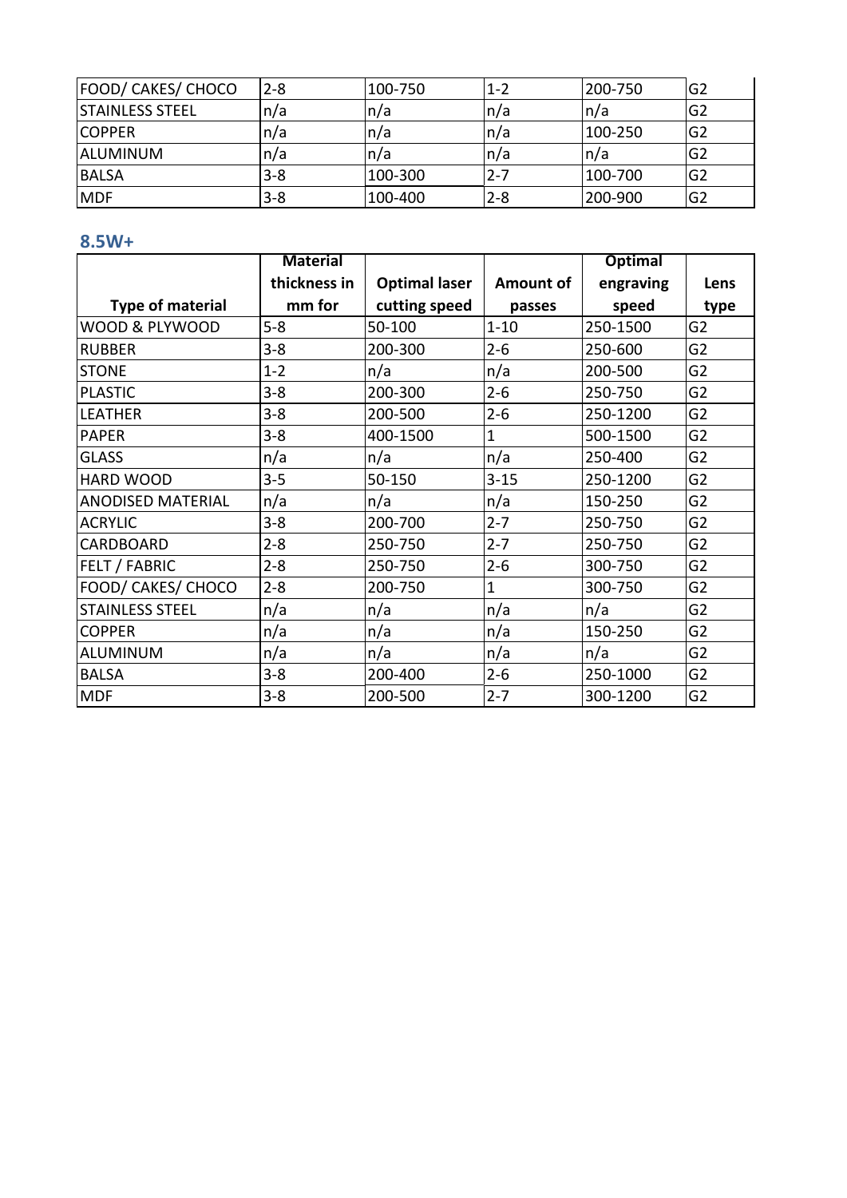| | | | | | |
|---|---|---|---|---|---|
| FOOD/ CAKES/ CHOCO | 2-8 | 100-750 | 1-2 | 200-750 | G2 |
| STAINLESS STEEL | n/a | n/a | n/a | n/a | G2 |
| COPPER | n/a | n/a | n/a | 100-250 | G2 |
| ALUMINUM | n/a | n/a | n/a | n/a | G2 |
| BALSA | 3-8 | 100-300 | 2-7 | 100-700 | G2 |
| MDF | 3-8 | 100-400 | 2-8 | 200-900 | G2 |

## 8.5W+

| Type of material | Material thickness in mm for | Optimal laser cutting speed | Amount of passes | Optimal engraving speed | Lens type |
|---|---|---|---|---|---|
| WOOD & PLYWOOD | 5-8 | 50-100 | 1-10 | 250-1500 | G2 |
| RUBBER | 3-8 | 200-300 | 2-6 | 250-600 | G2 |
| STONE | 1-2 | n/a | n/a | 200-500 | G2 |
| PLASTIC | 3-8 | 200-300 | 2-6 | 250-750 | G2 |
| LEATHER | 3-8 | 200-500 | 2-6 | 250-1200 | G2 |
| PAPER | 3-8 | 400-1500 | 1 | 500-1500 | G2 |
| GLASS | n/a | n/a | n/a | 250-400 | G2 |
| HARD WOOD | 3-5 | 50-150 | 3-15 | 250-1200 | G2 |
| ANODISED MATERIAL | n/a | n/a | n/a | 150-250 | G2 |
| ACRYLIC | 3-8 | 200-700 | 2-7 | 250-750 | G2 |
| CARDBOARD | 2-8 | 250-750 | 2-7 | 250-750 | G2 |
| FELT / FABRIC | 2-8 | 250-750 | 2-6 | 300-750 | G2 |
| FOOD/ CAKES/ CHOCO | 2-8 | 200-750 | 1 | 300-750 | G2 |
| STAINLESS STEEL | n/a | n/a | n/a | n/a | G2 |
| COPPER | n/a | n/a | n/a | 150-250 | G2 |
| ALUMINUM | n/a | n/a | n/a | n/a | G2 |
| BALSA | 3-8 | 200-400 | 2-6 | 250-1000 | G2 |
| MDF | 3-8 | 200-500 | 2-7 | 300-1200 | G2 |